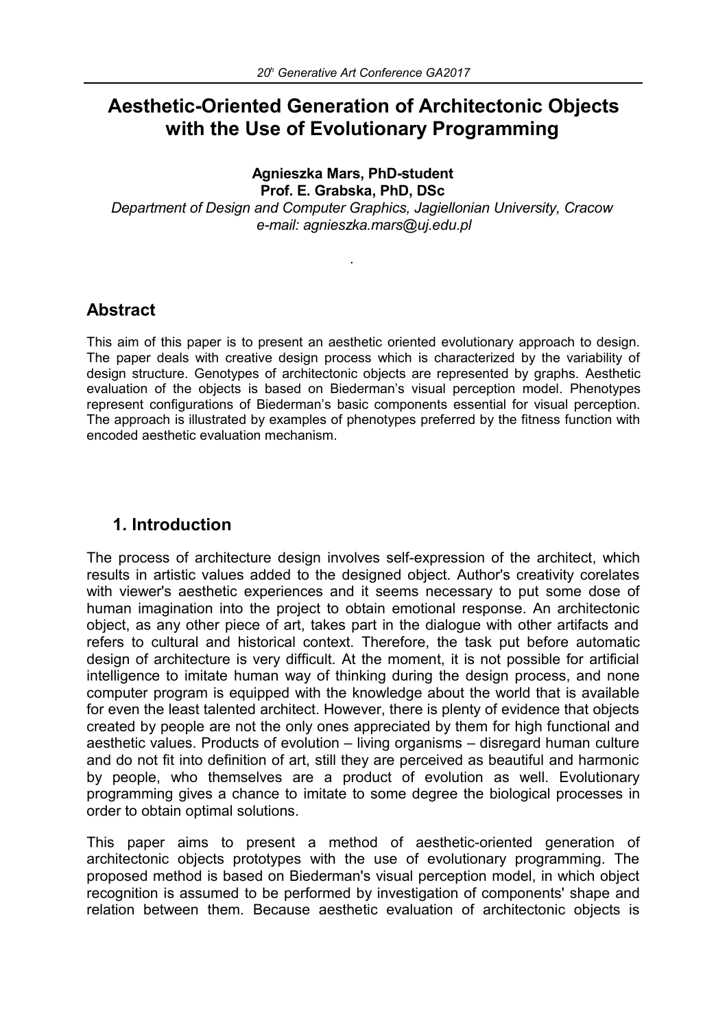# Aesthetic-Oriented Generation of Architectonic Objects with the Use of Evolutionary Programming

**Agnieszka Mars, PhD-student**
**Prof. E. Grabska, PhD, DSc**

*Department of Design and Computer Graphics, Jagiellonian University, Cracow*
*e-mail: agnieszka.mars@uj.edu.pl*

## Abstract

This aim of this paper is to present an aesthetic oriented evolutionary approach to design. The paper deals with creative design process which is characterized by the variability of design structure. Genotypes of architectonic objects are represented by graphs. Aesthetic evaluation of the objects is based on Biederman's visual perception model. Phenotypes represent configurations of Biederman's basic components essential for visual perception. The approach is illustrated by examples of phenotypes preferred by the fitness function with encoded aesthetic evaluation mechanism.

## 1. Introduction

The process of architecture design involves self-expression of the architect, which results in artistic values added to the designed object. Author's creativity corelates with viewer's aesthetic experiences and it seems necessary to put some dose of human imagination into the project to obtain emotional response. An architectonic object, as any other piece of art, takes part in the dialogue with other artifacts and refers to cultural and historical context. Therefore, the task put before automatic design of architecture is very difficult. At the moment, it is not possible for artificial intelligence to imitate human way of thinking during the design process, and none computer program is equipped with the knowledge about the world that is available for even the least talented architect. However, there is plenty of evidence that objects created by people are not the only ones appreciated by them for high functional and aesthetic values. Products of evolution – living organisms – disregard human culture and do not fit into definition of art, still they are perceived as beautiful and harmonic by people, who themselves are a product of evolution as well. Evolutionary programming gives a chance to imitate to some degree the biological processes in order to obtain optimal solutions.

This paper aims to present a method of aesthetic-oriented generation of architectonic objects prototypes with the use of evolutionary programming. The proposed method is based on Biederman's visual perception model, in which object recognition is assumed to be performed by investigation of components' shape and relation between them. Because aesthetic evaluation of architectonic objects is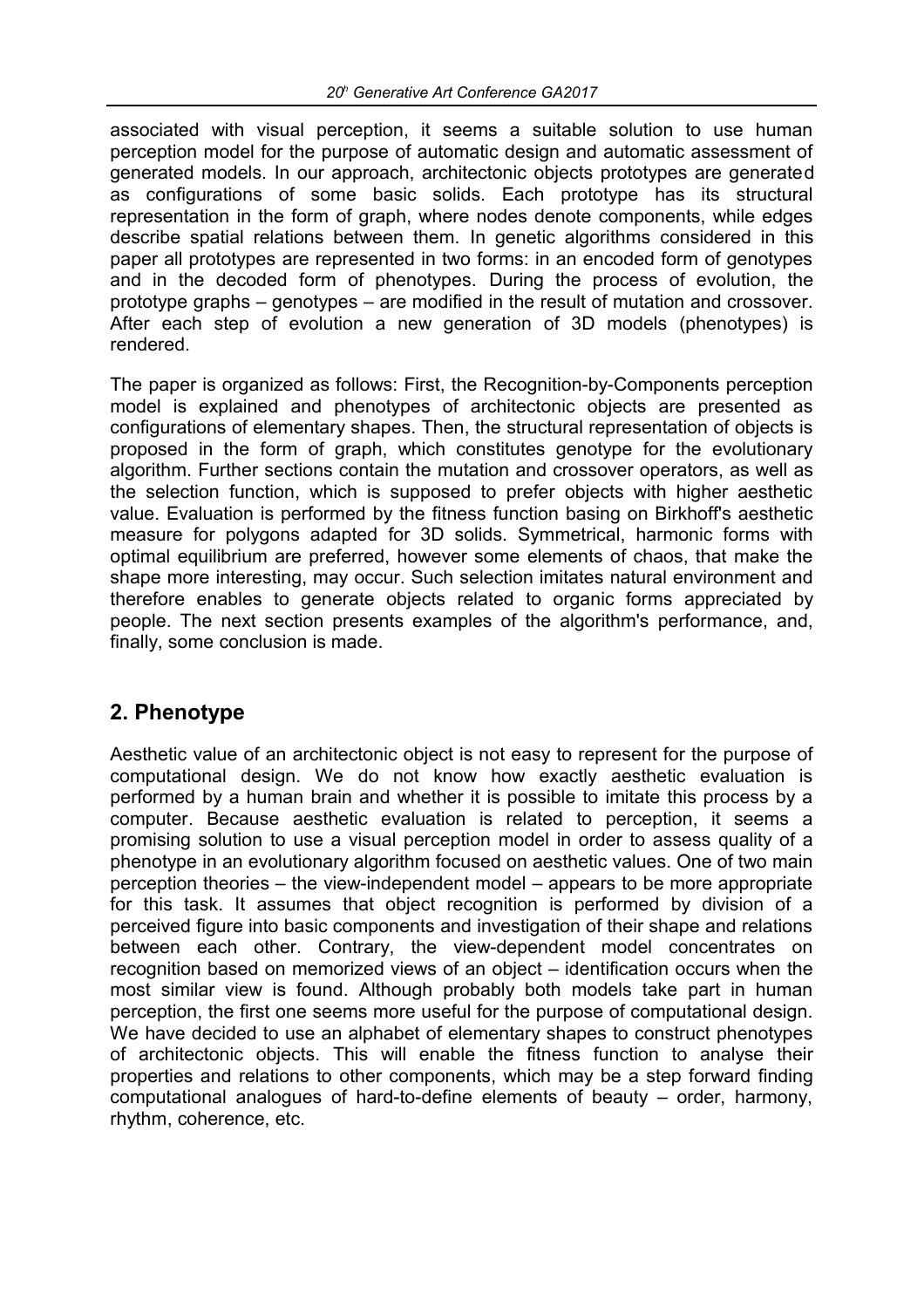associated with visual perception, it seems a suitable solution to use human perception model for the purpose of automatic design and automatic assessment of generated models. In our approach, architectonic objects prototypes are generated as configurations of some basic solids. Each prototype has its structural representation in the form of graph, where nodes denote components, while edges describe spatial relations between them. In genetic algorithms considered in this paper all prototypes are represented in two forms: in an encoded form of genotypes and in the decoded form of phenotypes. During the process of evolution, the prototype graphs – genotypes – are modified in the result of mutation and crossover. After each step of evolution a new generation of 3D models (phenotypes) is rendered.

The paper is organized as follows: First, the Recognition-by-Components perception model is explained and phenotypes of architectonic objects are presented as configurations of elementary shapes. Then, the structural representation of objects is proposed in the form of graph, which constitutes genotype for the evolutionary algorithm. Further sections contain the mutation and crossover operators, as well as the selection function, which is supposed to prefer objects with higher aesthetic value. Evaluation is performed by the fitness function basing on Birkhoff's aesthetic measure for polygons adapted for 3D solids. Symmetrical, harmonic forms with optimal equilibrium are preferred, however some elements of chaos, that make the shape more interesting, may occur. Such selection imitates natural environment and therefore enables to generate objects related to organic forms appreciated by people. The next section presents examples of the algorithm's performance, and, finally, some conclusion is made.

## 2. Phenotype

Aesthetic value of an architectonic object is not easy to represent for the purpose of computational design. We do not know how exactly aesthetic evaluation is performed by a human brain and whether it is possible to imitate this process by a computer. Because aesthetic evaluation is related to perception, it seems a promising solution to use a visual perception model in order to assess quality of a phenotype in an evolutionary algorithm focused on aesthetic values. One of two main perception theories – the view-independent model – appears to be more appropriate for this task. It assumes that object recognition is performed by division of a perceived figure into basic components and investigation of their shape and relations between each other. Contrary, the view-dependent model concentrates on recognition based on memorized views of an object – identification occurs when the most similar view is found. Although probably both models take part in human perception, the first one seems more useful for the purpose of computational design. We have decided to use an alphabet of elementary shapes to construct phenotypes of architectonic objects. This will enable the fitness function to analyse their properties and relations to other components, which may be a step forward finding computational analogues of hard-to-define elements of beauty – order, harmony, rhythm, coherence, etc.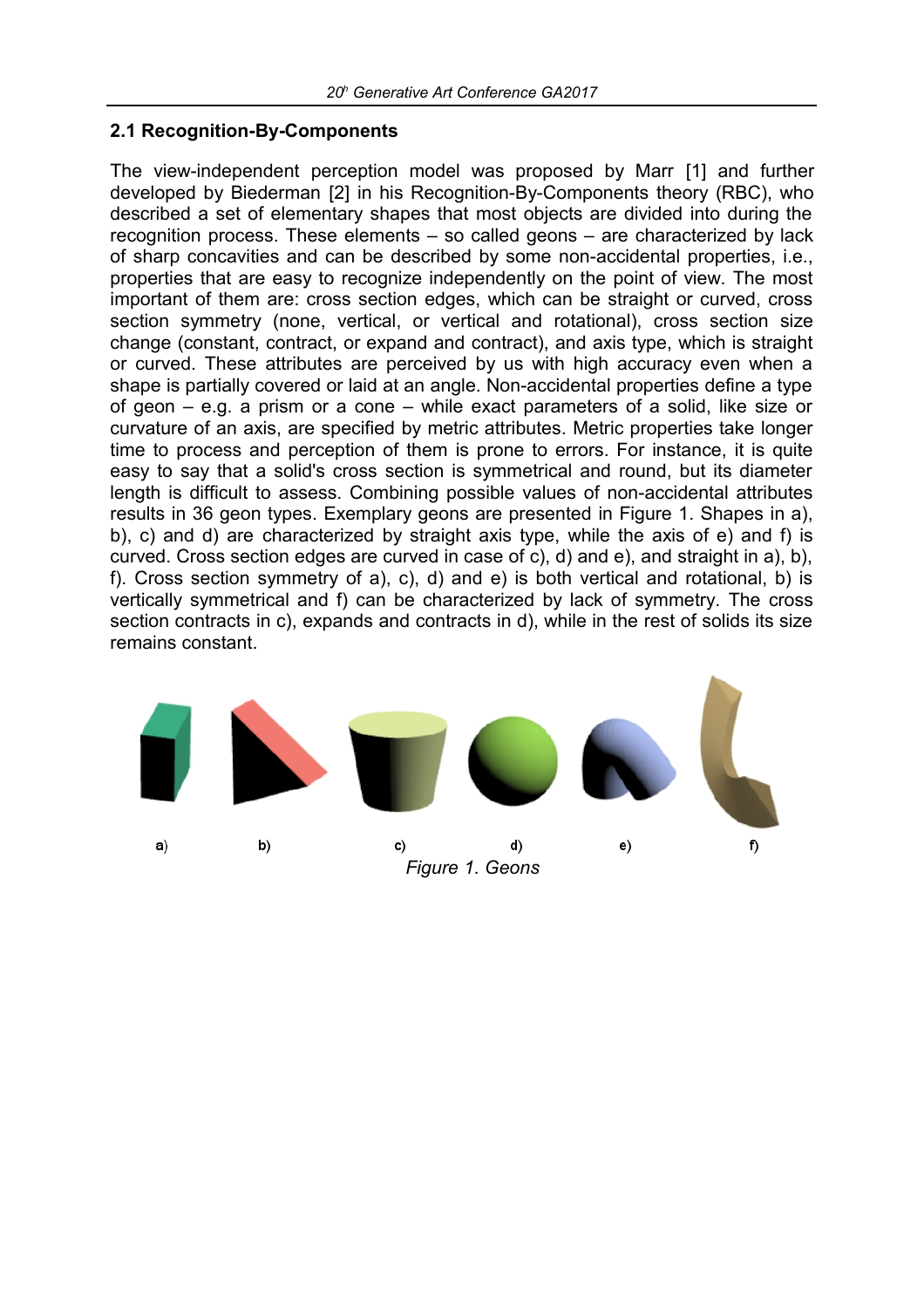## 2.1 Recognition-By-Components

The view-independent perception model was proposed by Marr [1] and further developed by Biederman [2] in his Recognition-By-Components theory (RBC), who described a set of elementary shapes that most objects are divided into during the recognition process. These elements – so called geons – are characterized by lack of sharp concavities and can be described by some non-accidental properties, i.e., properties that are easy to recognize independently on the point of view. The most important of them are: cross section edges, which can be straight or curved, cross section symmetry (none, vertical, or vertical and rotational), cross section size change (constant, contract, or expand and contract), and axis type, which is straight or curved. These attributes are perceived by us with high accuracy even when a shape is partially covered or laid at an angle. Non-accidental properties define a type of geon – e.g. a prism or a cone – while exact parameters of a solid, like size or curvature of an axis, are specified by metric attributes. Metric properties take longer time to process and perception of them is prone to errors. For instance, it is quite easy to say that a solid's cross section is symmetrical and round, but its diameter length is difficult to assess. Combining possible values of non-accidental attributes results in 36 geon types. Exemplary geons are presented in Figure 1. Shapes in a), b), c) and d) are characterized by straight axis type, while the axis of e) and f) is curved. Cross section edges are curved in case of c), d) and e), and straight in a), b), f). Cross section symmetry of a), c), d) and e) is both vertical and rotational, b) is vertically symmetrical and f) can be characterized by lack of symmetry. The cross section contracts in c), expands and contracts in d), while in the rest of solids its size remains constant.

a) b) c) d) e) f)

*Figure 1. Geons*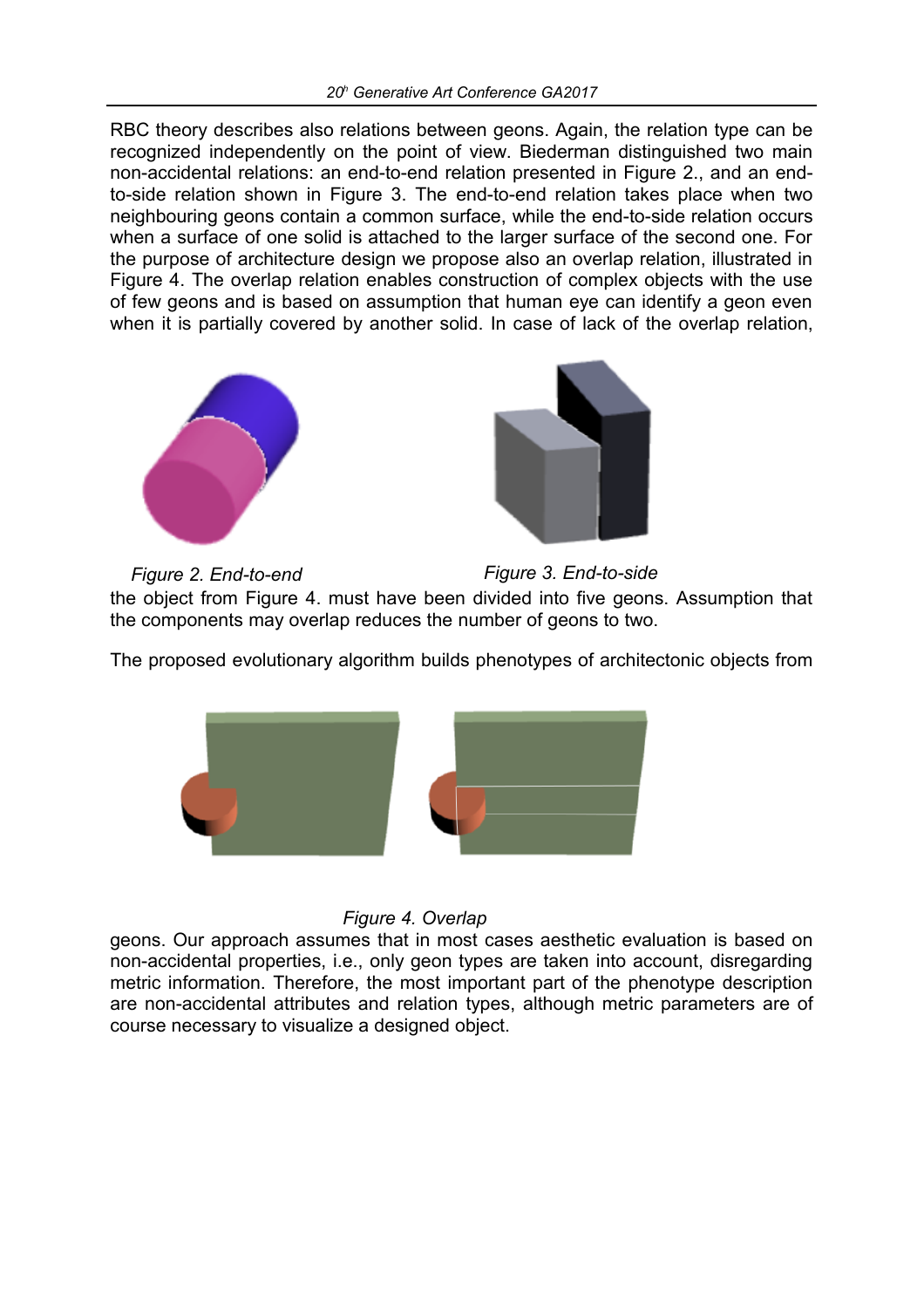RBC theory describes also relations between geons. Again, the relation type can be recognized independently on the point of view. Biederman distinguished two main non-accidental relations: an end-to-end relation presented in Figure 2., and an end-to-side relation shown in Figure 3. The end-to-end relation takes place when two neighbouring geons contain a common surface, while the end-to-side relation occurs when a surface of one solid is attached to the larger surface of the second one. For the purpose of architecture design we propose also an overlap relation, illustrated in Figure 4. The overlap relation enables construction of complex objects with the use of few geons and is based on assumption that human eye can identify a geon even when it is partially covered by another solid. In case of lack of the overlap relation, the object from Figure 4. must have been divided into five geons. Assumption that the components may overlap reduces the number of geons to two.

*Figure 2. End-to-end*

*Figure 3. End-to-side*

The proposed evolutionary algorithm builds phenotypes of architectonic objects from geons. Our approach assumes that in most cases aesthetic evaluation is based on non-accidental properties, i.e., only geon types are taken into account, disregarding metric information. Therefore, the most important part of the phenotype description are non-accidental attributes and relation types, although metric parameters are of course necessary to visualize a designed object.

*Figure 4. Overlap*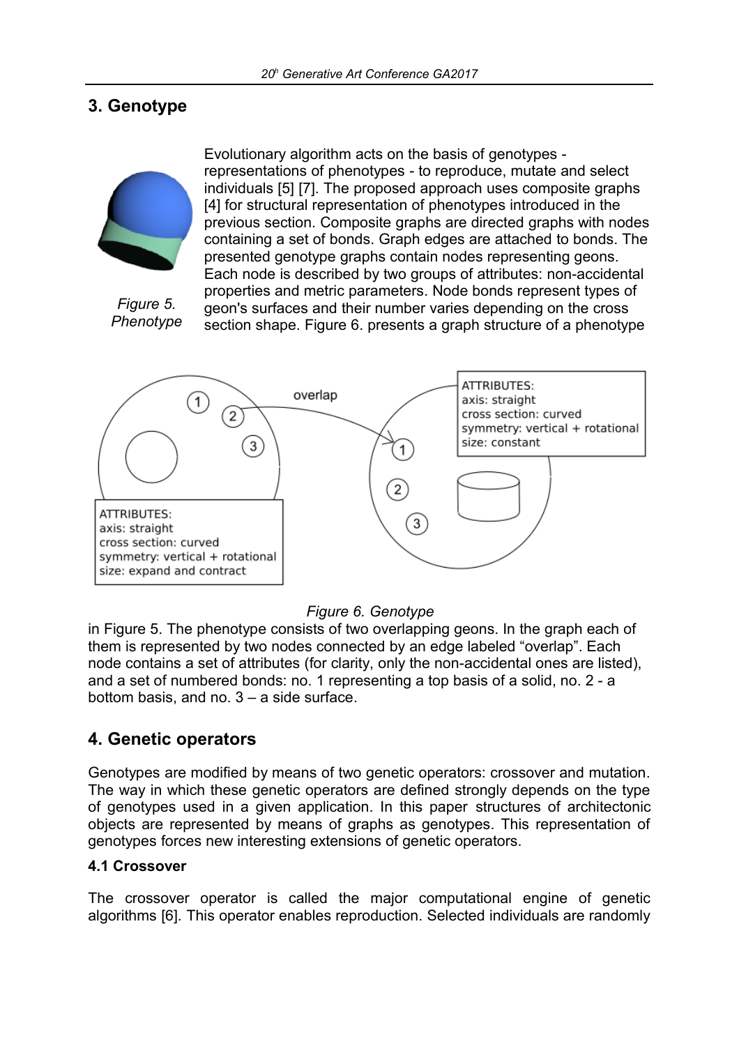## 3. Genotype

Evolutionary algorithm acts on the basis of genotypes - representations of phenotypes - to reproduce, mutate and select individuals [5] [7]. The proposed approach uses composite graphs [4] for structural representation of phenotypes introduced in the previous section. Composite graphs are directed graphs with nodes containing a set of bonds. Graph edges are attached to bonds. The presented genotype graphs contain nodes representing geons. Each node is described by two groups of attributes: non-accidental properties and metric parameters. Node bonds represent types of geon's surfaces and their number varies depending on the cross section shape. Figure 6. presents a graph structure of a phenotype in Figure 5. The phenotype consists of two overlapping geons. In the graph each of them is represented by two nodes connected by an edge labeled "overlap". Each node contains a set of attributes (for clarity, only the non-accidental ones are listed), and a set of numbered bonds: no. 1 representing a top basis of a solid, no. 2 - a bottom basis, and no. 3 – a side surface.

*Figure 5. Phenotype*

*Figure 6. Genotype*

## 4. Genetic operators

Genotypes are modified by means of two genetic operators: crossover and mutation. The way in which these genetic operators are defined strongly depends on the type of genotypes used in a given application. In this paper structures of architectonic objects are represented by means of graphs as genotypes. This representation of genotypes forces new interesting extensions of genetic operators.

### 4.1 Crossover

The crossover operator is called the major computational engine of genetic algorithms [6]. This operator enables reproduction. Selected individuals are randomly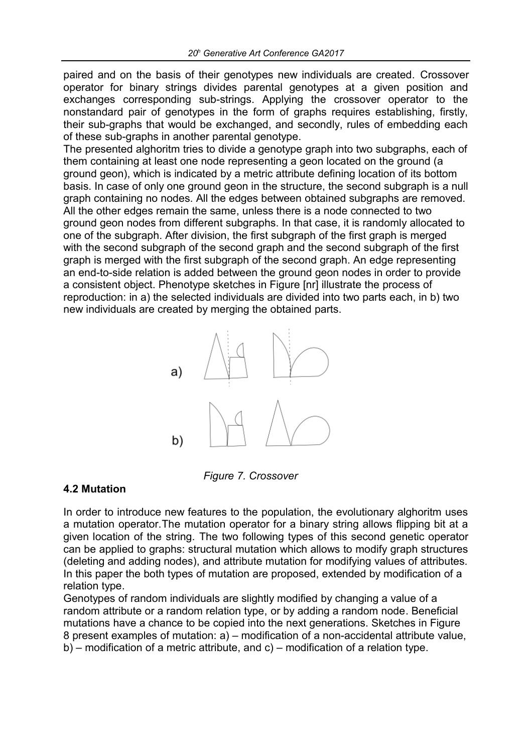paired and on the basis of their genotypes new individuals are created. Crossover operator for binary strings divides parental genotypes at a given position and exchanges corresponding sub-strings. Applying the crossover operator to the nonstandard pair of genotypes in the form of graphs requires establishing, firstly, their sub-graphs that would be exchanged, and secondly, rules of embedding each of these sub-graphs in another parental genotype.

The presented alghoritm tries to divide a genotype graph into two subgraphs, each of them containing at least one node representing a geon located on the ground (a ground geon), which is indicated by a metric attribute defining location of its bottom basis. In case of only one ground geon in the structure, the second subgraph is a null graph containing no nodes. All the edges between obtained subgraphs are removed. All the other edges remain the same, unless there is a node connected to two ground geon nodes from different subgraphs. In that case, it is randomly allocated to one of the subgraph. After division, the first subgraph of the first graph is merged with the second subgraph of the second graph and the second subgraph of the first graph is merged with the first subgraph of the second graph. An edge representing an end-to-side relation is added between the ground geon nodes in order to provide a consistent object. Phenotype sketches in Figure [nr] illustrate the process of reproduction: in a) the selected individuals are divided into two parts each, in b) two new individuals are created by merging the obtained parts.

*Figure 7. Crossover*

### 4.2 Mutation

In order to introduce new features to the population, the evolutionary alghoritm uses a mutation operator.The mutation operator for a binary string allows flipping bit at a given location of the string. The two following types of this second genetic operator can be applied to graphs: structural mutation which allows to modify graph structures (deleting and adding nodes), and attribute mutation for modifying values of attributes. In this paper the both types of mutation are proposed, extended by modification of a relation type.

Genotypes of random individuals are slightly modified by changing a value of a random attribute or a random relation type, or by adding a random node. Beneficial mutations have a chance to be copied into the next generations. Sketches in Figure 8 present examples of mutation: a) – modification of a non-accidental attribute value, b) – modification of a metric attribute, and c) – modification of a relation type.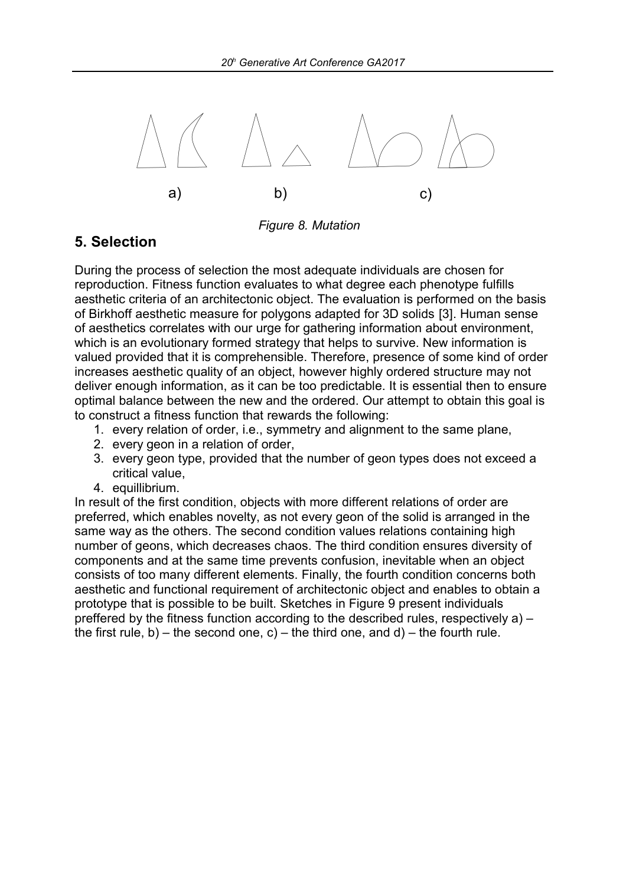a) b) c)

*Figure 8. Mutation*

## 5. Selection

During the process of selection the most adequate individuals are chosen for reproduction. Fitness function evaluates to what degree each phenotype fulfills aesthetic criteria of an architectonic object. The evaluation is performed on the basis of Birkhoff aesthetic measure for polygons adapted for 3D solids [3]. Human sense of aesthetics correlates with our urge for gathering information about environment, which is an evolutionary formed strategy that helps to survive. New information is valued provided that it is comprehensible. Therefore, presence of some kind of order increases aesthetic quality of an object, however highly ordered structure may not deliver enough information, as it can be too predictable. It is essential then to ensure optimal balance between the new and the ordered. Our attempt to obtain this goal is to construct a fitness function that rewards the following:

1. every relation of order, i.e., symmetry and alignment to the same plane,
2. every geon in a relation of order,
3. every geon type, provided that the number of geon types does not exceed a critical value,
4. equillibrium.

In result of the first condition, objects with more different relations of order are preferred, which enables novelty, as not every geon of the solid is arranged in the same way as the others. The second condition values relations containing high number of geons, which decreases chaos. The third condition ensures diversity of components and at the same time prevents confusion, inevitable when an object consists of too many different elements. Finally, the fourth condition concerns both aesthetic and functional requirement of architectonic object and enables to obtain a prototype that is possible to be built. Sketches in Figure 9 present individuals preffered by the fitness function according to the described rules, respectively a) – the first rule, b) – the second one, c) – the third one, and d) – the fourth rule.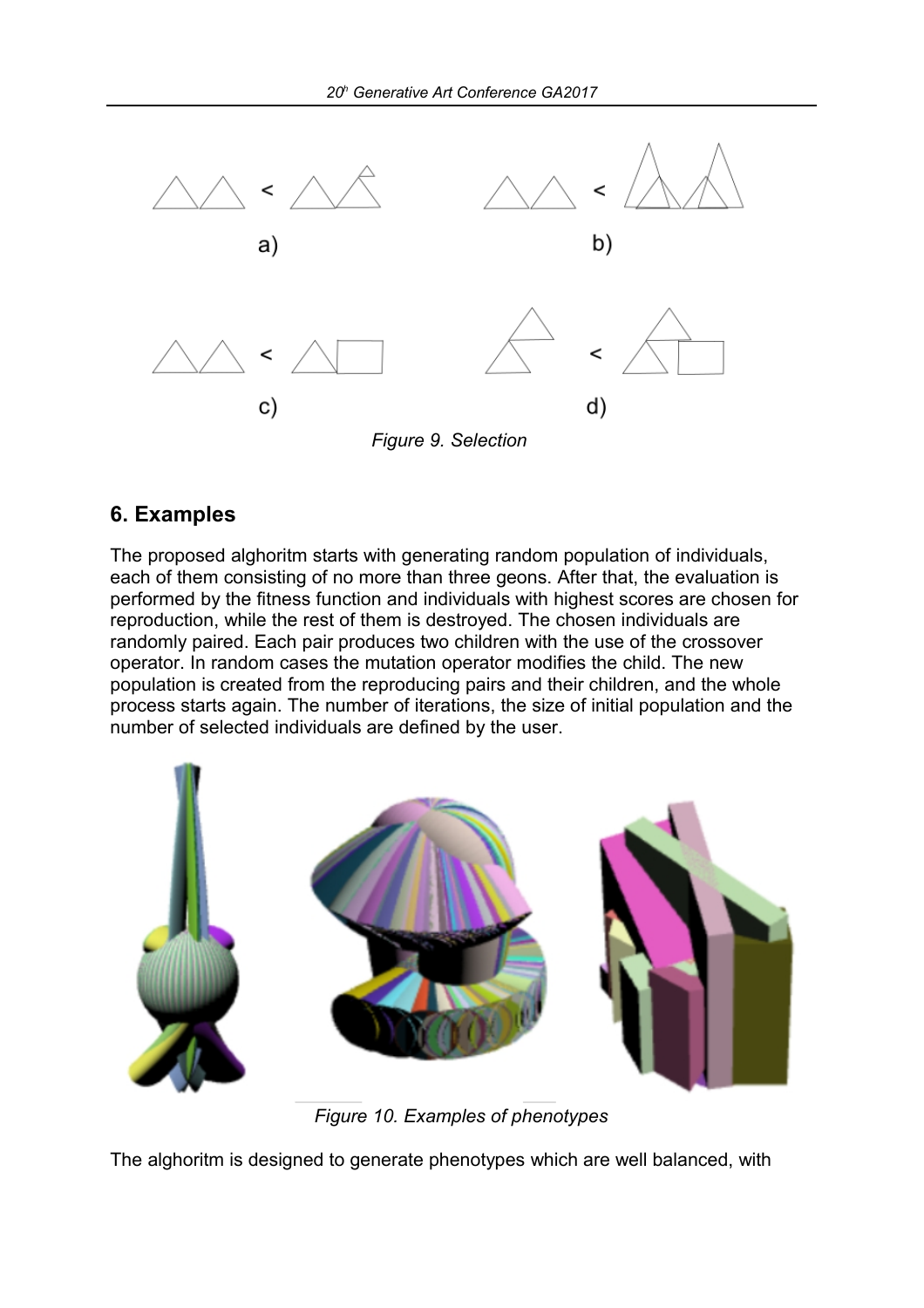a) b)

c) d)

Figure 9. Selection

## 6. Examples

The proposed alghoritm starts with generating random population of individuals, each of them consisting of no more than three geons. After that, the evaluation is performed by the fitness function and individuals with highest scores are chosen for reproduction, while the rest of them is destroyed. The chosen individuals are randomly paired. Each pair produces two children with the use of the crossover operator. In random cases the mutation operator modifies the child. The new population is created from the reproducing pairs and their children, and the whole process starts again. The number of iterations, the size of initial population and the number of selected individuals are defined by the user.

Figure 10. Examples of phenotypes

The alghoritm is designed to generate phenotypes which are well balanced, with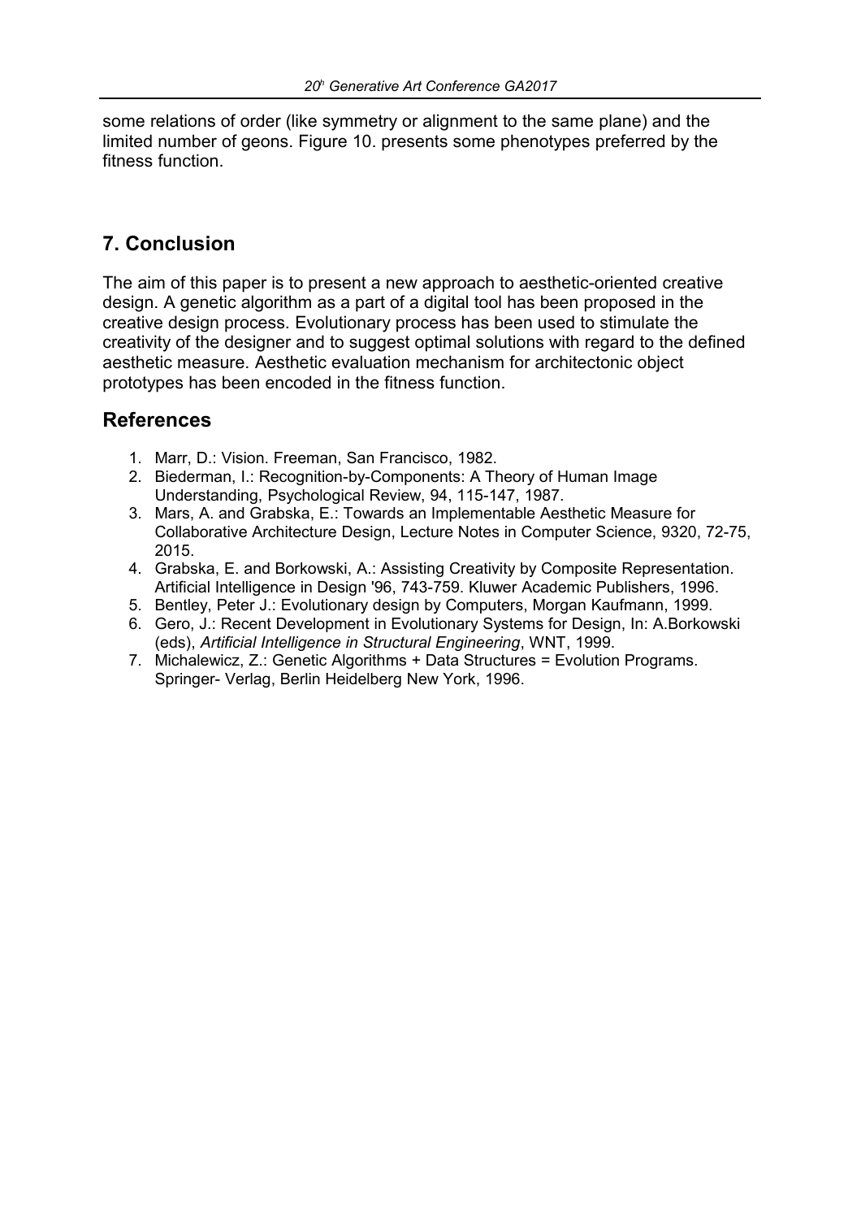some relations of order (like symmetry or alignment to the same plane) and the limited number of geons. Figure 10. presents some phenotypes preferred by the fitness function.

## 7. Conclusion

The aim of this paper is to present a new approach to aesthetic-oriented creative design. A genetic algorithm as a part of a digital tool has been proposed in the creative design process. Evolutionary process has been used to stimulate the creativity of the designer and to suggest optimal solutions with regard to the defined aesthetic measure. Aesthetic evaluation mechanism for architectonic object prototypes has been encoded in the fitness function.

## References

1. Marr, D.: Vision. Freeman, San Francisco, 1982.
2. Biederman, I.: Recognition-by-Components: A Theory of Human Image Understanding, Psychological Review, 94, 115-147, 1987.
3. Mars, A. and Grabska, E.: Towards an Implementable Aesthetic Measure for Collaborative Architecture Design, Lecture Notes in Computer Science, 9320, 72-75, 2015.
4. Grabska, E. and Borkowski, A.: Assisting Creativity by Composite Representation. Artificial Intelligence in Design '96, 743-759. Kluwer Academic Publishers, 1996.
5. Bentley, Peter J.: Evolutionary design by Computers, Morgan Kaufmann, 1999.
6. Gero, J.: Recent Development in Evolutionary Systems for Design, In: A.Borkowski (eds), *Artificial Intelligence in Structural Engineering*, WNT, 1999.
7. Michalewicz, Z.: Genetic Algorithms + Data Structures = Evolution Programs. Springer- Verlag, Berlin Heidelberg New York, 1996.